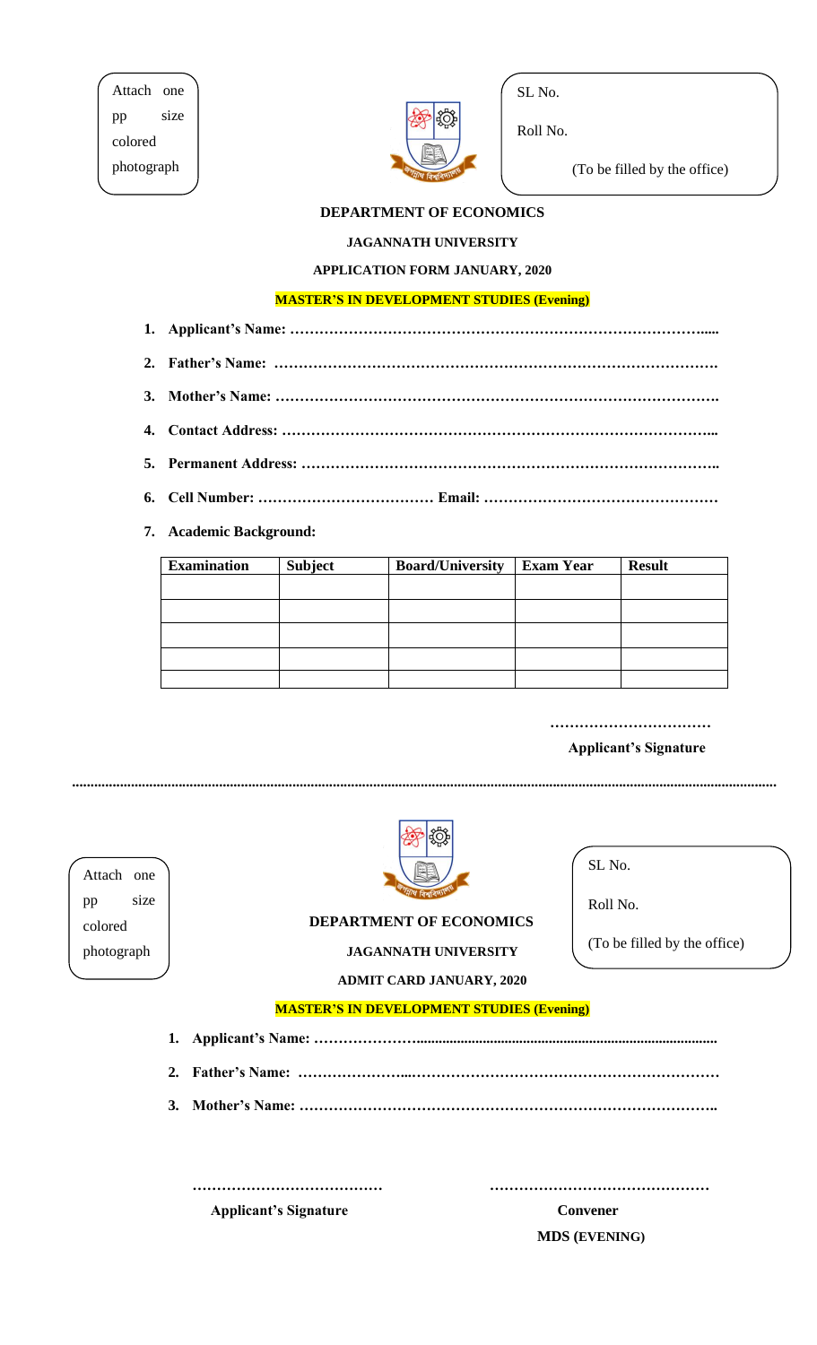Attach one pp size colored photograph

SL No.

Roll No.

(To be filled by the office)

**DEPARTMENT OF ECONOMICS**

**JAGANNATH UNIVERSITY**

**APPLICATION FORM JANUARY, 2020**

**MASTER'S IN DEVELOPMENT STUDIES (Evening)**

1. **Applicant's Name: …………………………………………………………………………….....**
2. **Father's Name: ……………………………………………………………………………….**
3. **Mother's Name: ……………………………………………………………………………….**
4. **Contact Address: ……………………………………………………………………………...**
5. **Permanent Address: …………………………………………………………………………..**
6. **Cell Number: ……………………………… Email: …………………………………………**
7. **Academic Background:**

| Examination | Subject | Board/University | Exam Year | Result |
|---|---|---|---|---|
| | | | | |
| | | | | |
| | | | | |
| | | | | |
| | | | | |

……………………………

**Applicant's Signature**

.................................................................................................................................................................................

Attach one pp size colored photograph

SL No.

Roll No.

(To be filled by the office)

**DEPARTMENT OF ECONOMICS**

**JAGANNATH UNIVERSITY**

**ADMIT CARD JANUARY, 2020**

**MASTER'S IN DEVELOPMENT STUDIES (Evening)**

1. **Applicant's Name: …………………................................................................................**
2. **Father's Name: …………………...……………………………………………………….**
3. **Mother's Name: ………………………………………………………………………..**

…………………………………

**Applicant's Signature**

………………………………………

**Convener**

**MDS (EVENING)**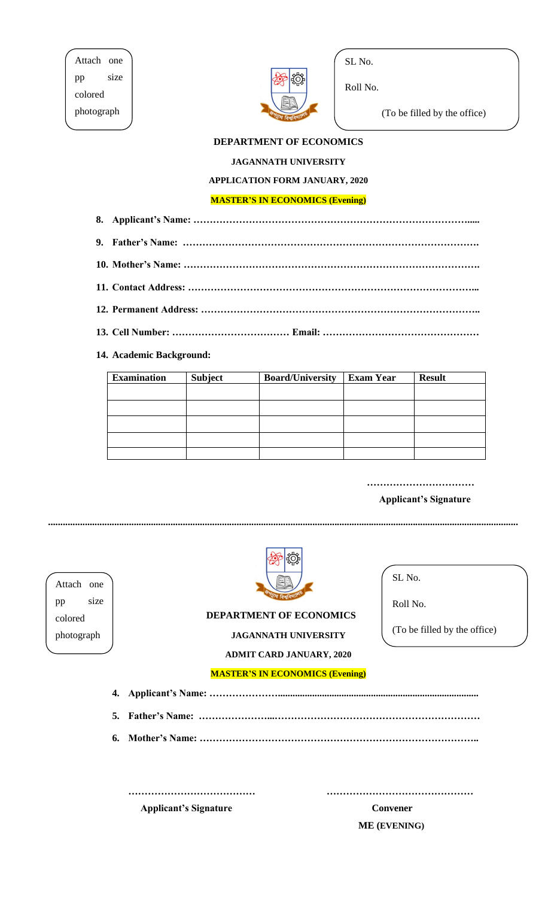Attach one pp size colored photograph

SL No.

Roll No.

(To be filled by the office)

**DEPARTMENT OF ECONOMICS**

**JAGANNATH UNIVERSITY**

**APPLICATION FORM JANUARY, 2020**

**MASTER'S IN ECONOMICS (Evening)**

8. **Applicant's Name: ………………………………………………………………………….....**
9. **Father's Name: …………………………………………………………………………….**
10. **Mother's Name: …………………………………………………………………………….**
11. **Contact Address: …………………………………………………………………………...**
12. **Permanent Address: ………………………………………………………………………..**
13. **Cell Number: ……………………………… Email: …………………………………………**
14. **Academic Background:**

| Examination | Subject | Board/University | Exam Year | Result |
|---|---|---|---|---|
| | | | | |
| | | | | |
| | | | | |
| | | | | |
| | | | | |

……………………………

**Applicant's Signature**

.......................................................................................................................................................................

Attach one pp size colored photograph

SL No.

Roll No.

(To be filled by the office)

**DEPARTMENT OF ECONOMICS**

**JAGANNATH UNIVERSITY**

**ADMIT CARD JANUARY, 2020**

**MASTER'S IN ECONOMICS (Evening)**

4. **Applicant's Name: …………………...............................................................................**
5. **Father's Name: …………………...………………………………………………………**
6. **Mother's Name: …………………………………………………………………………..**

…………………………………

**Applicant's Signature**

………………………………………

**Convener**

**ME (EVENING)**